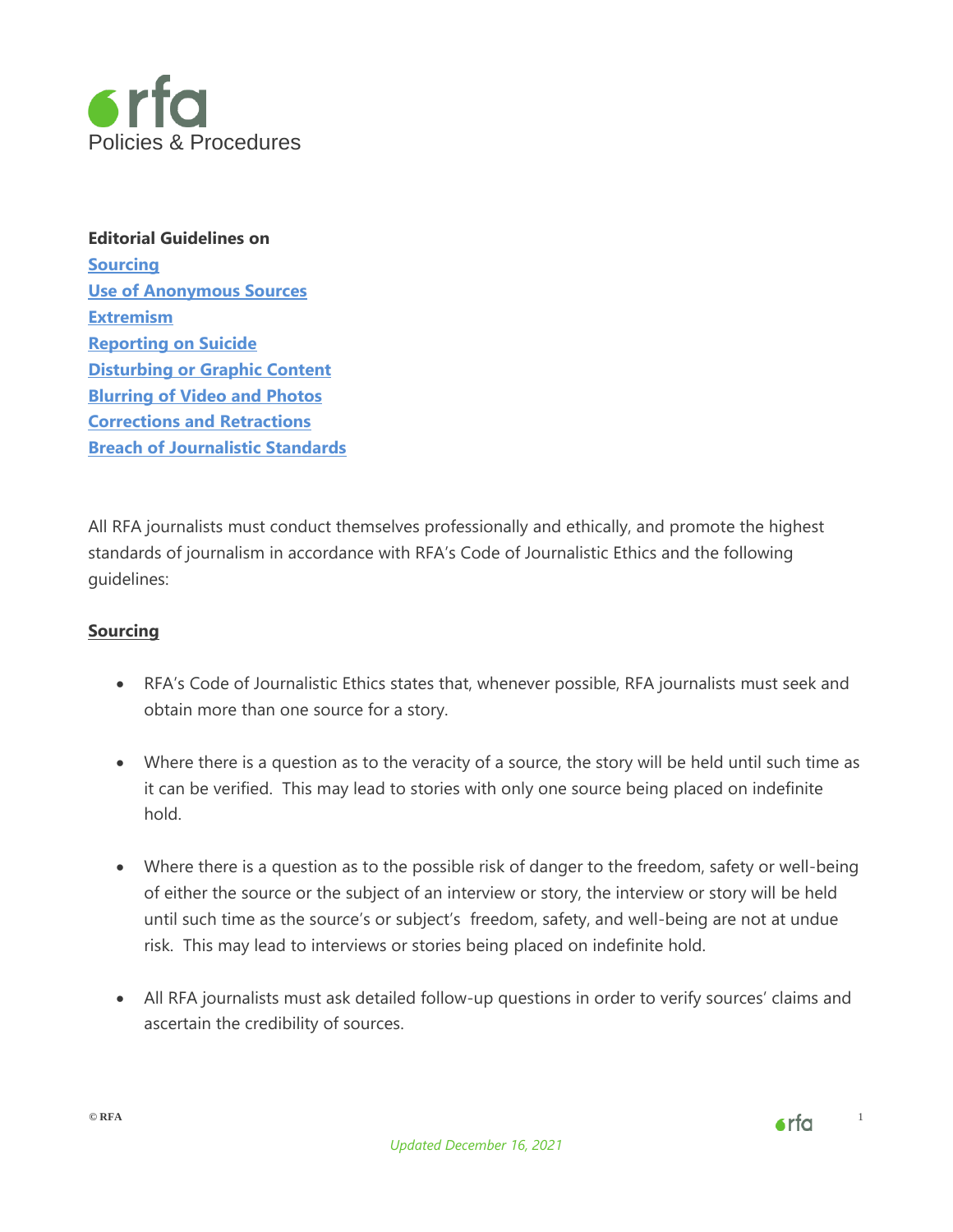Policies & Procedures

**Editorial Guidelines on**
[Sourcing](#sourcing)
[Use of Anonymous Sources](#use-of-anonymous-sources)
[Extremism](#extremism)
[Reporting on Suicide](#reporting-on-suicide)
[Disturbing or Graphic Content](#disturbing-or-graphic-content)
[Blurring of Video and Photos](#blurring-of-video-and-photos)
[Corrections and Retractions](#corrections-and-retractions)
[Breach of Journalistic Standards](#breach-of-journalistic-standards)

All RFA journalists must conduct themselves professionally and ethically, and promote the highest standards of journalism in accordance with RFA's Code of Journalistic Ethics and the following guidelines:

## Sourcing

- RFA's Code of Journalistic Ethics states that, whenever possible, RFA journalists must seek and obtain more than one source for a story.
- Where there is a question as to the veracity of a source, the story will be held until such time as it can be verified. This may lead to stories with only one source being placed on indefinite hold.
- Where there is a question as to the possible risk of danger to the freedom, safety or well-being of either the source or the subject of an interview or story, the interview or story will be held until such time as the source's or subject's freedom, safety, and well-being are not at undue risk. This may lead to interviews or stories being placed on indefinite hold.
- All RFA journalists must ask detailed follow-up questions in order to verify sources' claims and ascertain the credibility of sources.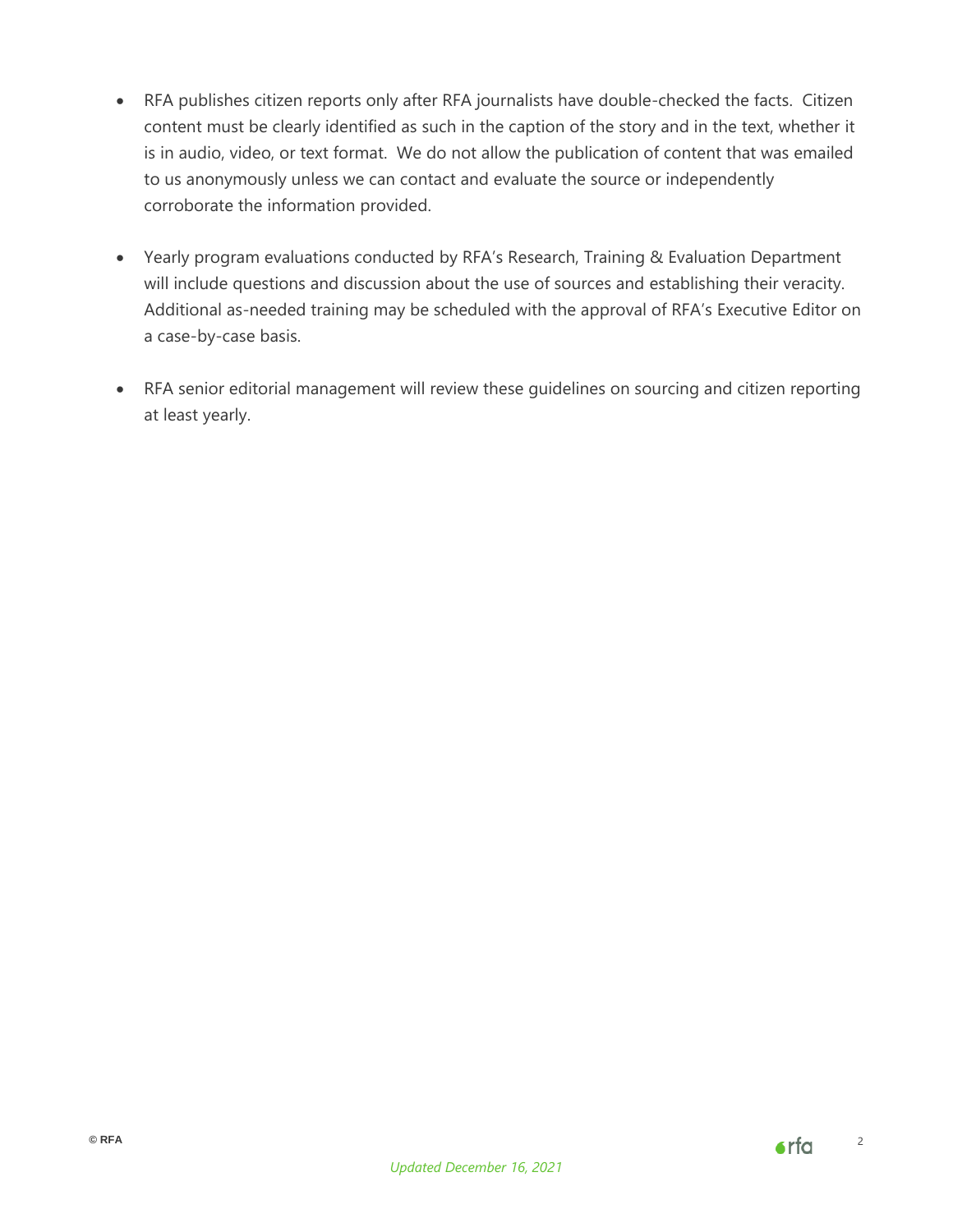- RFA publishes citizen reports only after RFA journalists have double-checked the facts. Citizen content must be clearly identified as such in the caption of the story and in the text, whether it is in audio, video, or text format. We do not allow the publication of content that was emailed to us anonymously unless we can contact and evaluate the source or independently corroborate the information provided.

- Yearly program evaluations conducted by RFA's Research, Training & Evaluation Department will include questions and discussion about the use of sources and establishing their veracity. Additional as-needed training may be scheduled with the approval of RFA's Executive Editor on a case-by-case basis.

- RFA senior editorial management will review these guidelines on sourcing and citizen reporting at least yearly.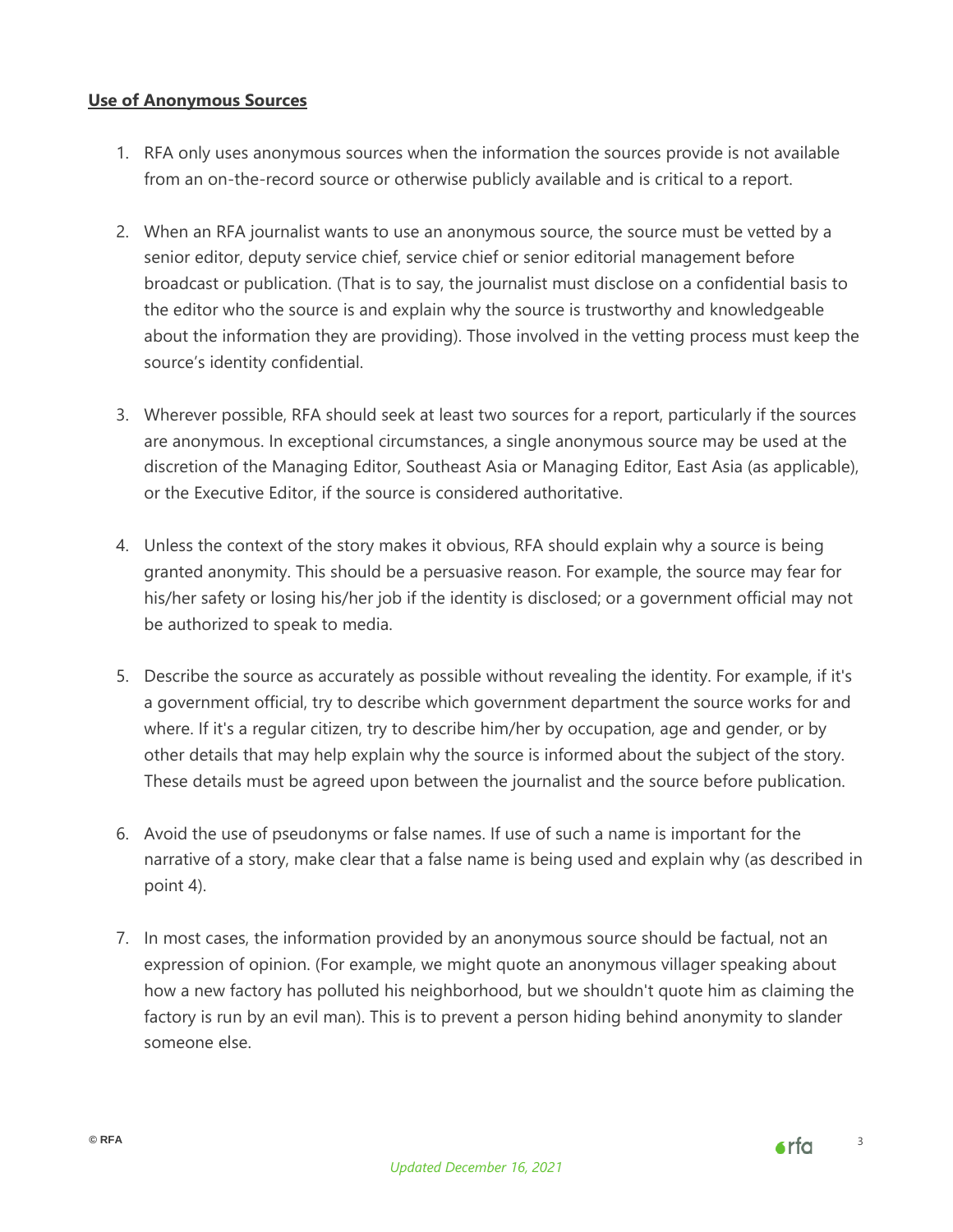**<u>Use of Anonymous Sources</u>**

1. RFA only uses anonymous sources when the information the sources provide is not available from an on-the-record source or otherwise publicly available and is critical to a report.

2. When an RFA journalist wants to use an anonymous source, the source must be vetted by a senior editor, deputy service chief, service chief or senior editorial management before broadcast or publication. (That is to say, the journalist must disclose on a confidential basis to the editor who the source is and explain why the source is trustworthy and knowledgeable about the information they are providing). Those involved in the vetting process must keep the source's identity confidential.

3. Wherever possible, RFA should seek at least two sources for a report, particularly if the sources are anonymous. In exceptional circumstances, a single anonymous source may be used at the discretion of the Managing Editor, Southeast Asia or Managing Editor, East Asia (as applicable), or the Executive Editor, if the source is considered authoritative.

4. Unless the context of the story makes it obvious, RFA should explain why a source is being granted anonymity. This should be a persuasive reason. For example, the source may fear for his/her safety or losing his/her job if the identity is disclosed; or a government official may not be authorized to speak to media.

5. Describe the source as accurately as possible without revealing the identity. For example, if it's a government official, try to describe which government department the source works for and where. If it's a regular citizen, try to describe him/her by occupation, age and gender, or by other details that may help explain why the source is informed about the subject of the story. These details must be agreed upon between the journalist and the source before publication.

6. Avoid the use of pseudonyms or false names. If use of such a name is important for the narrative of a story, make clear that a false name is being used and explain why (as described in point 4).

7. In most cases, the information provided by an anonymous source should be factual, not an expression of opinion. (For example, we might quote an anonymous villager speaking about how a new factory has polluted his neighborhood, but we shouldn't quote him as claiming the factory is run by an evil man). This is to prevent a person hiding behind anonymity to slander someone else.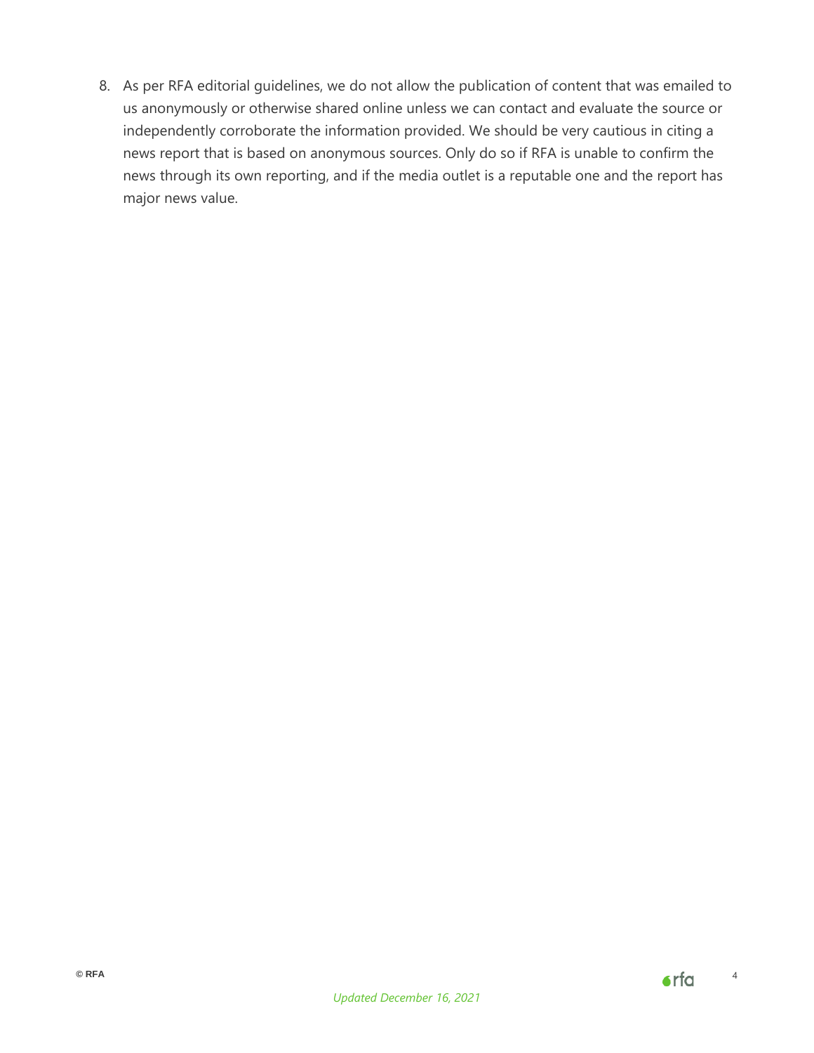8. As per RFA editorial guidelines, we do not allow the publication of content that was emailed to us anonymously or otherwise shared online unless we can contact and evaluate the source or independently corroborate the information provided. We should be very cautious in citing a news report that is based on anonymous sources. Only do so if RFA is unable to confirm the news through its own reporting, and if the media outlet is a reputable one and the report has major news value.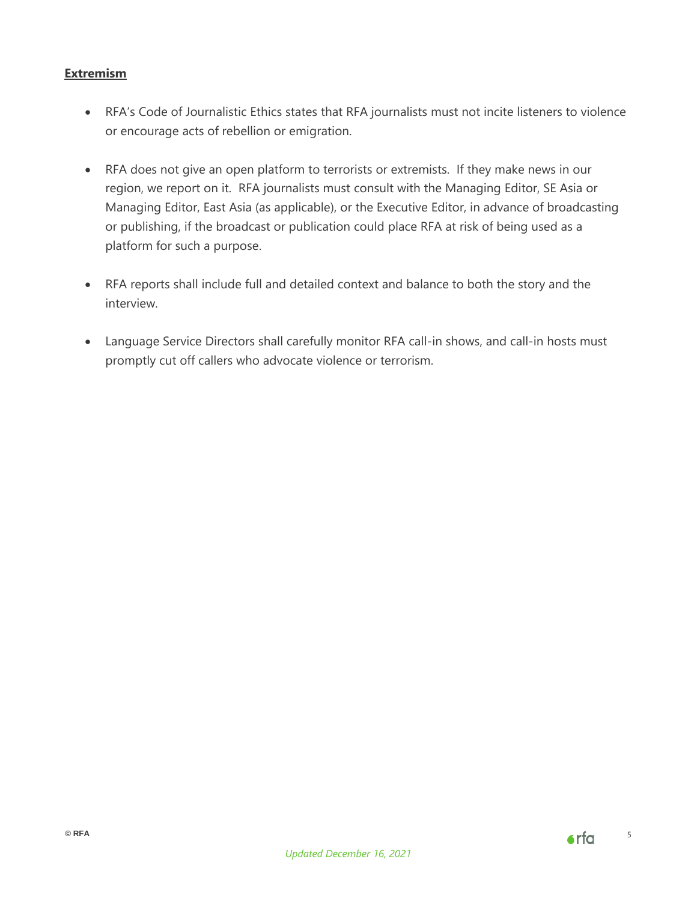**Extremism**

- RFA's Code of Journalistic Ethics states that RFA journalists must not incite listeners to violence or encourage acts of rebellion or emigration.

- RFA does not give an open platform to terrorists or extremists. If they make news in our region, we report on it. RFA journalists must consult with the Managing Editor, SE Asia or Managing Editor, East Asia (as applicable), or the Executive Editor, in advance of broadcasting or publishing, if the broadcast or publication could place RFA at risk of being used as a platform for such a purpose.

- RFA reports shall include full and detailed context and balance to both the story and the interview.

- Language Service Directors shall carefully monitor RFA call-in shows, and call-in hosts must promptly cut off callers who advocate violence or terrorism.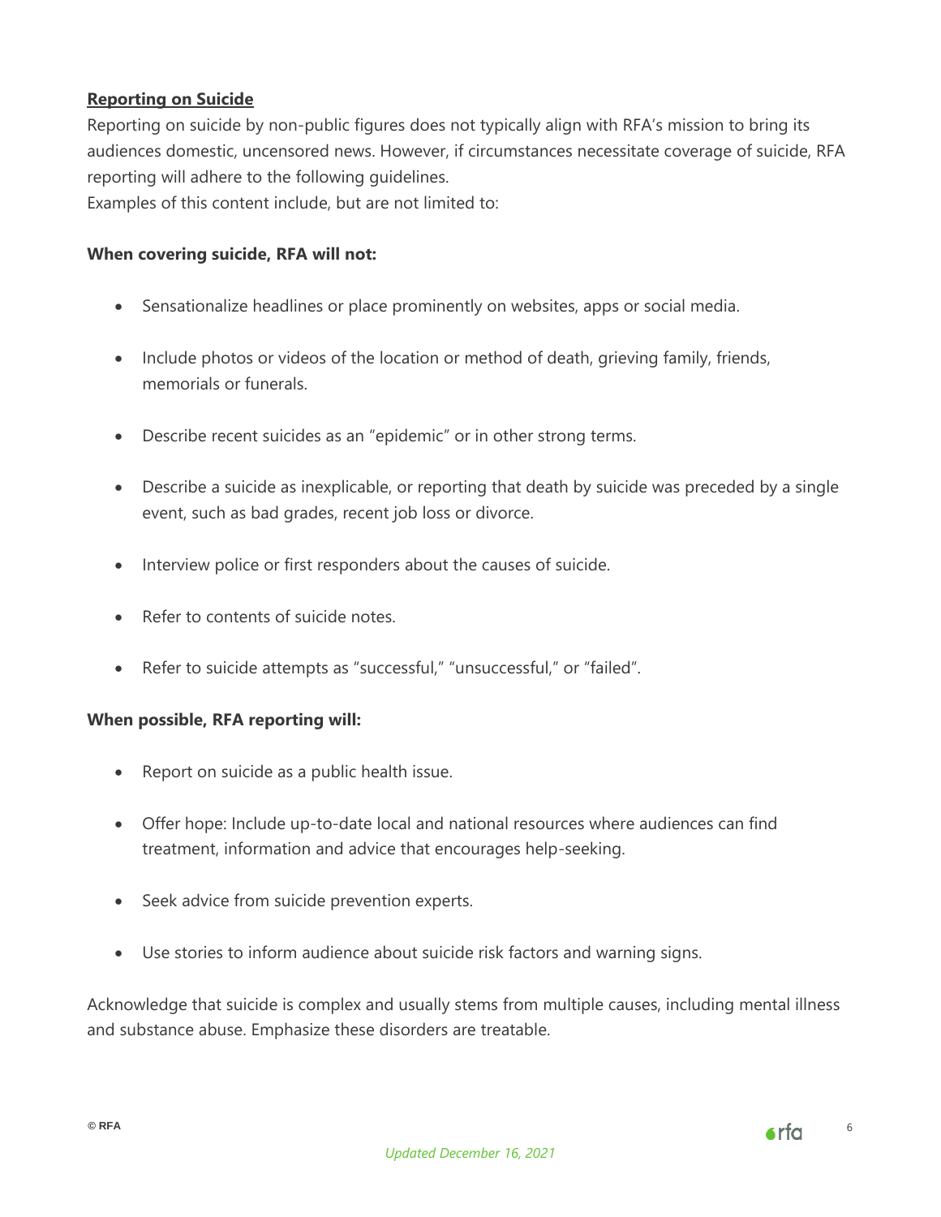**Reporting on Suicide**

Reporting on suicide by non-public figures does not typically align with RFA's mission to bring its audiences domestic, uncensored news. However, if circumstances necessitate coverage of suicide, RFA reporting will adhere to the following guidelines.
Examples of this content include, but are not limited to:

**When covering suicide, RFA will not:**

- Sensationalize headlines or place prominently on websites, apps or social media.
- Include photos or videos of the location or method of death, grieving family, friends, memorials or funerals.
- Describe recent suicides as an "epidemic" or in other strong terms.
- Describe a suicide as inexplicable, or reporting that death by suicide was preceded by a single event, such as bad grades, recent job loss or divorce.
- Interview police or first responders about the causes of suicide.
- Refer to contents of suicide notes.
- Refer to suicide attempts as "successful," "unsuccessful," or "failed".

**When possible, RFA reporting will:**

- Report on suicide as a public health issue.
- Offer hope: Include up-to-date local and national resources where audiences can find treatment, information and advice that encourages help-seeking.
- Seek advice from suicide prevention experts.
- Use stories to inform audience about suicide risk factors and warning signs.

Acknowledge that suicide is complex and usually stems from multiple causes, including mental illness and substance abuse. Emphasize these disorders are treatable.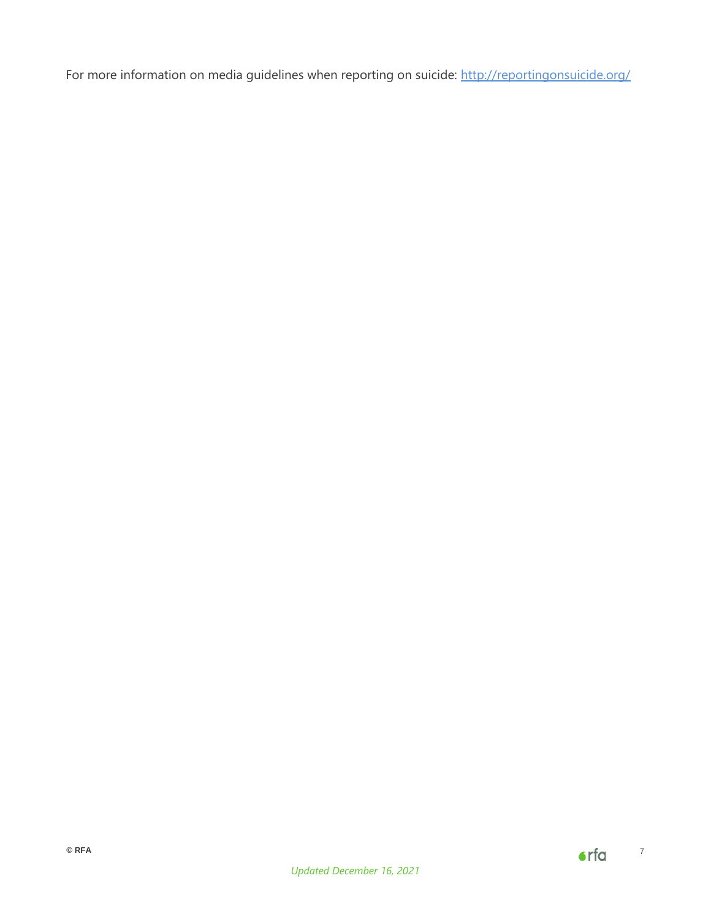For more information on media guidelines when reporting on suicide: [http://reportingonsuicide.org/](http://reportingonsuicide.org/)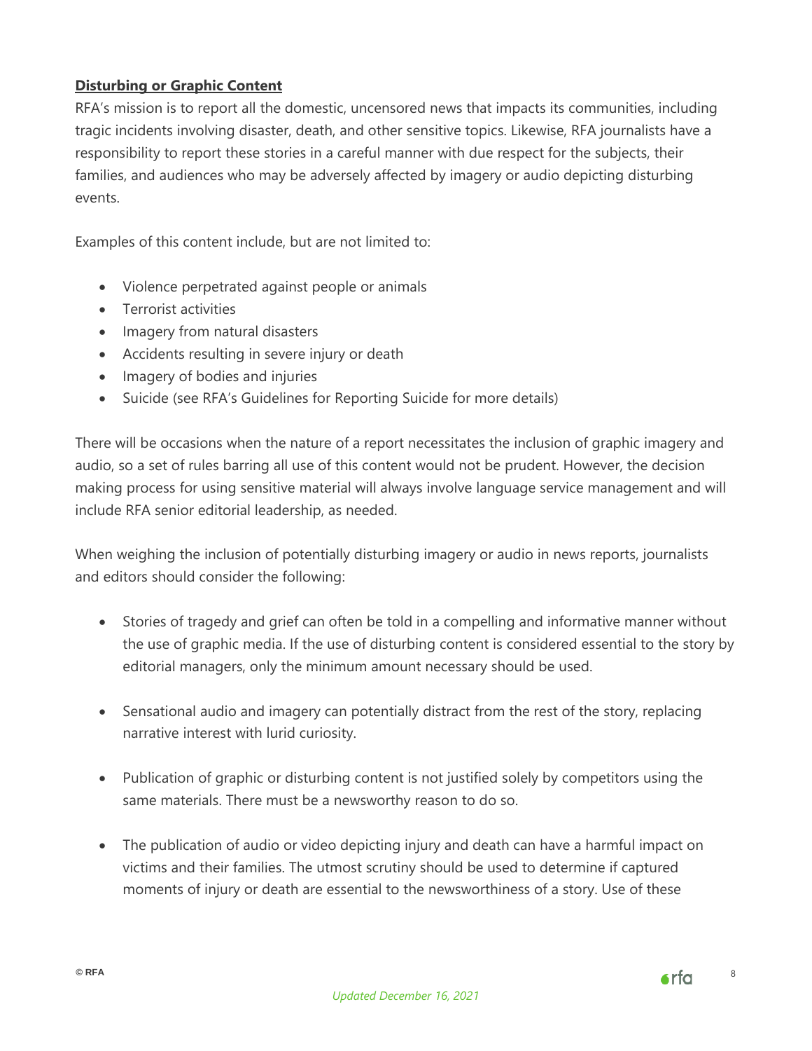**Disturbing or Graphic Content**

RFA's mission is to report all the domestic, uncensored news that impacts its communities, including tragic incidents involving disaster, death, and other sensitive topics. Likewise, RFA journalists have a responsibility to report these stories in a careful manner with due respect for the subjects, their families, and audiences who may be adversely affected by imagery or audio depicting disturbing events.

Examples of this content include, but are not limited to:

- Violence perpetrated against people or animals
- Terrorist activities
- Imagery from natural disasters
- Accidents resulting in severe injury or death
- Imagery of bodies and injuries
- Suicide (see RFA's Guidelines for Reporting Suicide for more details)

There will be occasions when the nature of a report necessitates the inclusion of graphic imagery and audio, so a set of rules barring all use of this content would not be prudent. However, the decision making process for using sensitive material will always involve language service management and will include RFA senior editorial leadership, as needed.

When weighing the inclusion of potentially disturbing imagery or audio in news reports, journalists and editors should consider the following:

- Stories of tragedy and grief can often be told in a compelling and informative manner without the use of graphic media. If the use of disturbing content is considered essential to the story by editorial managers, only the minimum amount necessary should be used.

- Sensational audio and imagery can potentially distract from the rest of the story, replacing narrative interest with lurid curiosity.

- Publication of graphic or disturbing content is not justified solely by competitors using the same materials. There must be a newsworthy reason to do so.

- The publication of audio or video depicting injury and death can have a harmful impact on victims and their families. The utmost scrutiny should be used to determine if captured moments of injury or death are essential to the newsworthiness of a story. Use of these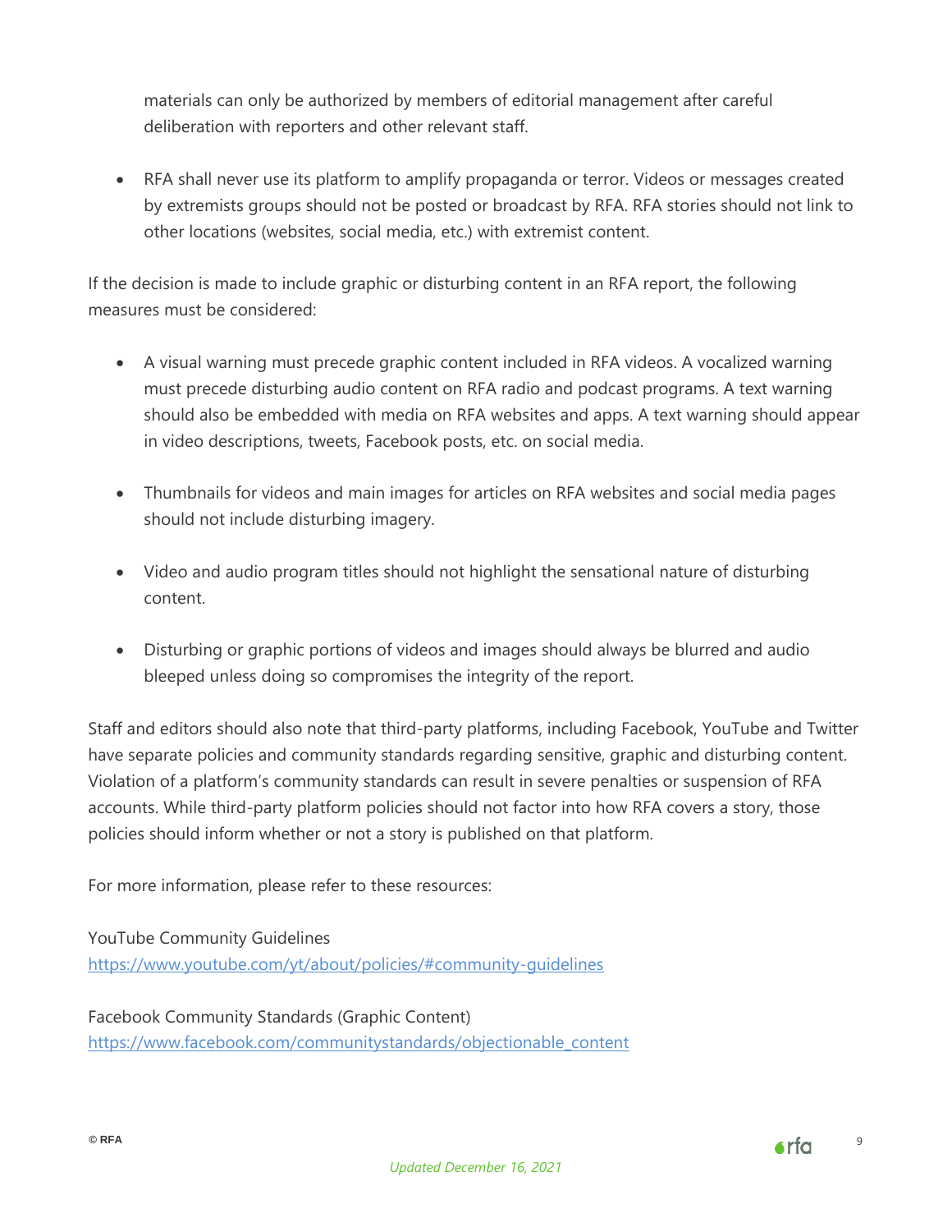materials can only be authorized by members of editorial management after careful deliberation with reporters and other relevant staff.

- RFA shall never use its platform to amplify propaganda or terror. Videos or messages created by extremists groups should not be posted or broadcast by RFA. RFA stories should not link to other locations (websites, social media, etc.) with extremist content.

If the decision is made to include graphic or disturbing content in an RFA report, the following measures must be considered:

- A visual warning must precede graphic content included in RFA videos. A vocalized warning must precede disturbing audio content on RFA radio and podcast programs. A text warning should also be embedded with media on RFA websites and apps. A text warning should appear in video descriptions, tweets, Facebook posts, etc. on social media.

- Thumbnails for videos and main images for articles on RFA websites and social media pages should not include disturbing imagery.

- Video and audio program titles should not highlight the sensational nature of disturbing content.

- Disturbing or graphic portions of videos and images should always be blurred and audio bleeped unless doing so compromises the integrity of the report.

Staff and editors should also note that third-party platforms, including Facebook, YouTube and Twitter have separate policies and community standards regarding sensitive, graphic and disturbing content. Violation of a platform's community standards can result in severe penalties or suspension of RFA accounts. While third-party platform policies should not factor into how RFA covers a story, those policies should inform whether or not a story is published on that platform.

For more information, please refer to these resources:

YouTube Community Guidelines
https://www.youtube.com/yt/about/policies/#community-guidelines

Facebook Community Standards (Graphic Content)
https://www.facebook.com/communitystandards/objectionable_content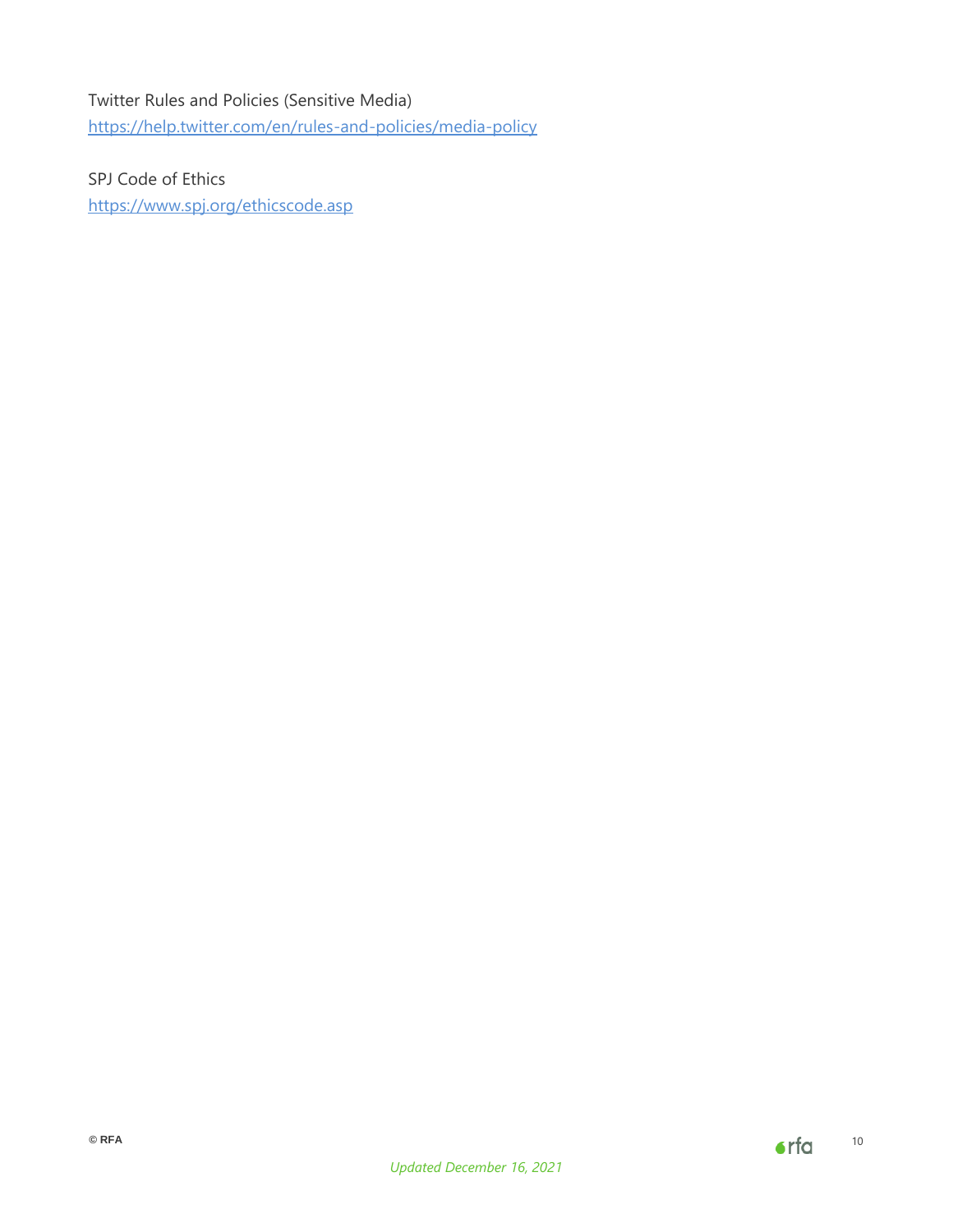Twitter Rules and Policies (Sensitive Media)
[https://help.twitter.com/en/rules-and-policies/media-policy](https://help.twitter.com/en/rules-and-policies/media-policy)

SPJ Code of Ethics
[https://www.spj.org/ethicscode.asp](https://www.spj.org/ethicscode.asp)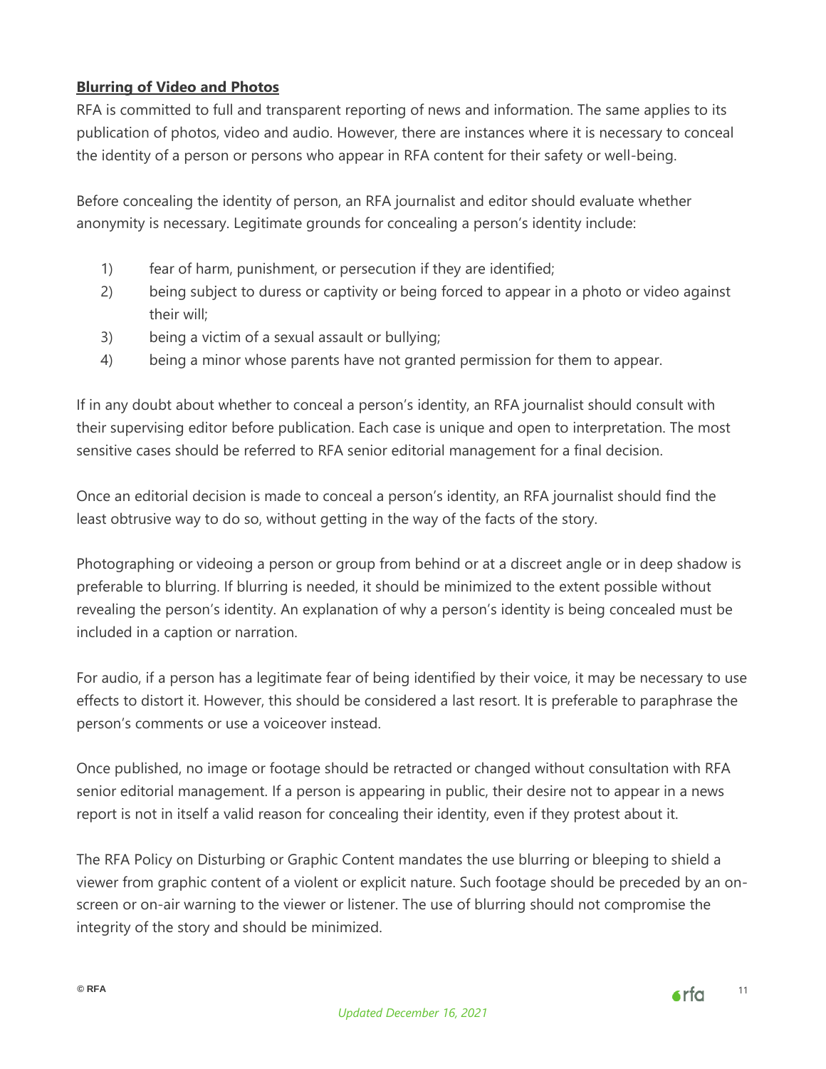**Blurring of Video and Photos**

RFA is committed to full and transparent reporting of news and information. The same applies to its publication of photos, video and audio. However, there are instances where it is necessary to conceal the identity of a person or persons who appear in RFA content for their safety or well-being.

Before concealing the identity of person, an RFA journalist and editor should evaluate whether anonymity is necessary. Legitimate grounds for concealing a person's identity include:

1) fear of harm, punishment, or persecution if they are identified;
2) being subject to duress or captivity or being forced to appear in a photo or video against their will;
3) being a victim of a sexual assault or bullying;
4) being a minor whose parents have not granted permission for them to appear.

If in any doubt about whether to conceal a person's identity, an RFA journalist should consult with their supervising editor before publication. Each case is unique and open to interpretation. The most sensitive cases should be referred to RFA senior editorial management for a final decision.

Once an editorial decision is made to conceal a person's identity, an RFA journalist should find the least obtrusive way to do so, without getting in the way of the facts of the story.

Photographing or videoing a person or group from behind or at a discreet angle or in deep shadow is preferable to blurring. If blurring is needed, it should be minimized to the extent possible without revealing the person's identity. An explanation of why a person's identity is being concealed must be included in a caption or narration.

For audio, if a person has a legitimate fear of being identified by their voice, it may be necessary to use effects to distort it. However, this should be considered a last resort. It is preferable to paraphrase the person's comments or use a voiceover instead.

Once published, no image or footage should be retracted or changed without consultation with RFA senior editorial management. If a person is appearing in public, their desire not to appear in a news report is not in itself a valid reason for concealing their identity, even if they protest about it.

The RFA Policy on Disturbing or Graphic Content mandates the use blurring or bleeping to shield a viewer from graphic content of a violent or explicit nature. Such footage should be preceded by an on-screen or on-air warning to the viewer or listener. The use of blurring should not compromise the integrity of the story and should be minimized.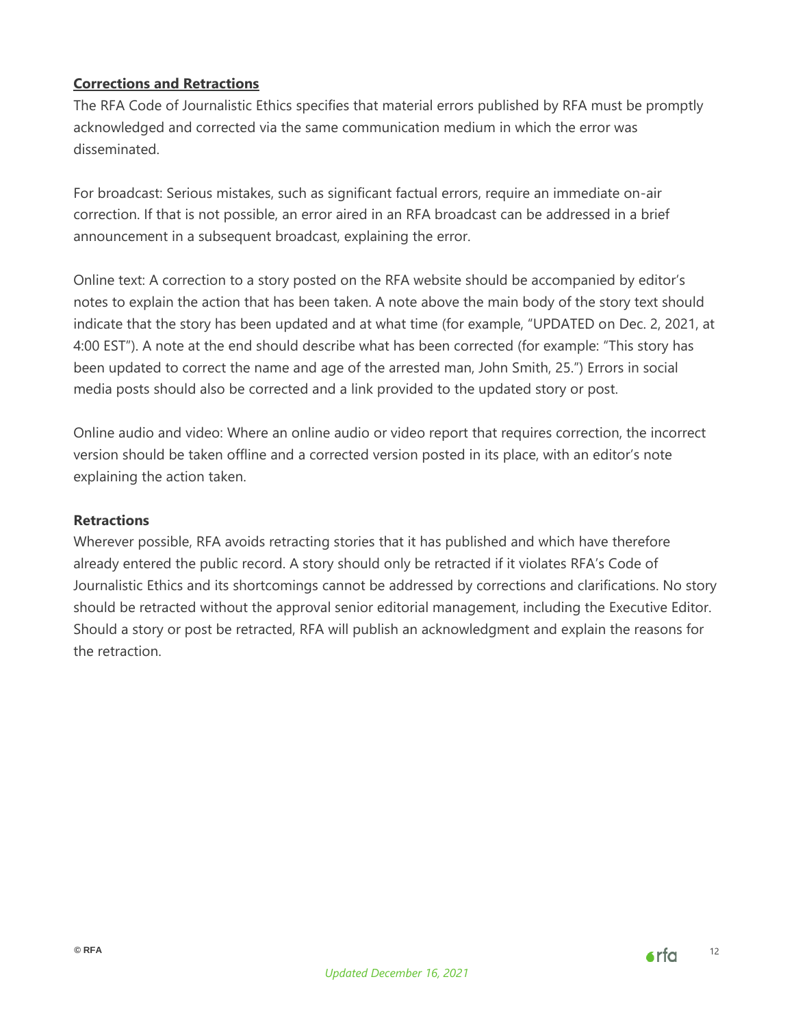## **Corrections and Retractions**

The RFA Code of Journalistic Ethics specifies that material errors published by RFA must be promptly acknowledged and corrected via the same communication medium in which the error was disseminated.

For broadcast: Serious mistakes, such as significant factual errors, require an immediate on-air correction. If that is not possible, an error aired in an RFA broadcast can be addressed in a brief announcement in a subsequent broadcast, explaining the error.

Online text: A correction to a story posted on the RFA website should be accompanied by editor's notes to explain the action that has been taken. A note above the main body of the story text should indicate that the story has been updated and at what time (for example, "UPDATED on Dec. 2, 2021, at 4:00 EST"). A note at the end should describe what has been corrected (for example: "This story has been updated to correct the name and age of the arrested man, John Smith, 25.") Errors in social media posts should also be corrected and a link provided to the updated story or post.

Online audio and video: Where an online audio or video report that requires correction, the incorrect version should be taken offline and a corrected version posted in its place, with an editor's note explaining the action taken.

### **Retractions**

Wherever possible, RFA avoids retracting stories that it has published and which have therefore already entered the public record. A story should only be retracted if it violates RFA's Code of Journalistic Ethics and its shortcomings cannot be addressed by corrections and clarifications. No story should be retracted without the approval senior editorial management, including the Executive Editor. Should a story or post be retracted, RFA will publish an acknowledgment and explain the reasons for the retraction.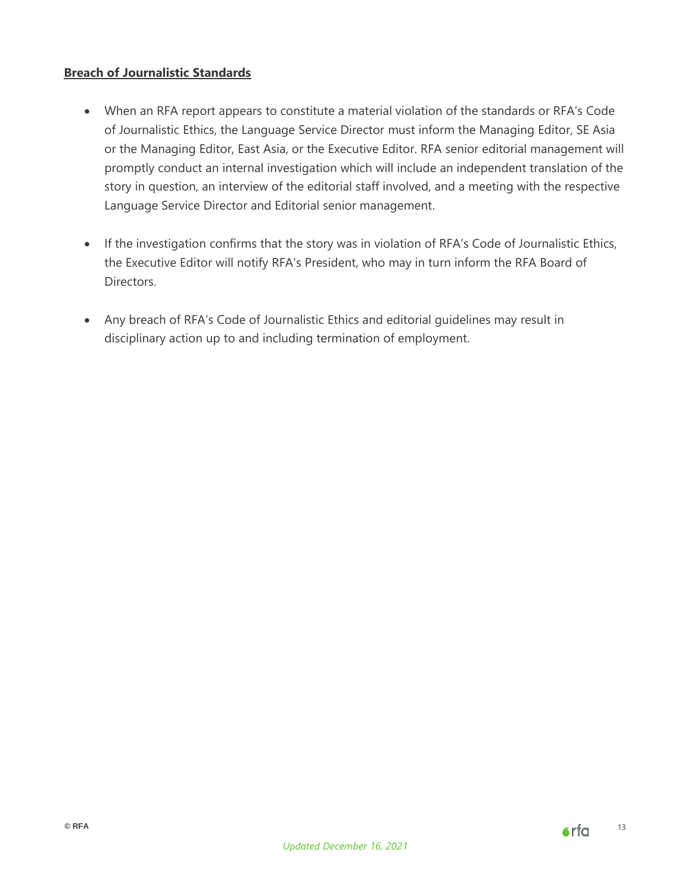**Breach of Journalistic Standards**

- When an RFA report appears to constitute a material violation of the standards or RFA's Code of Journalistic Ethics, the Language Service Director must inform the Managing Editor, SE Asia or the Managing Editor, East Asia, or the Executive Editor. RFA senior editorial management will promptly conduct an internal investigation which will include an independent translation of the story in question, an interview of the editorial staff involved, and a meeting with the respective Language Service Director and Editorial senior management.

- If the investigation confirms that the story was in violation of RFA's Code of Journalistic Ethics, the Executive Editor will notify RFA's President, who may in turn inform the RFA Board of Directors.

- Any breach of RFA's Code of Journalistic Ethics and editorial guidelines may result in disciplinary action up to and including termination of employment.